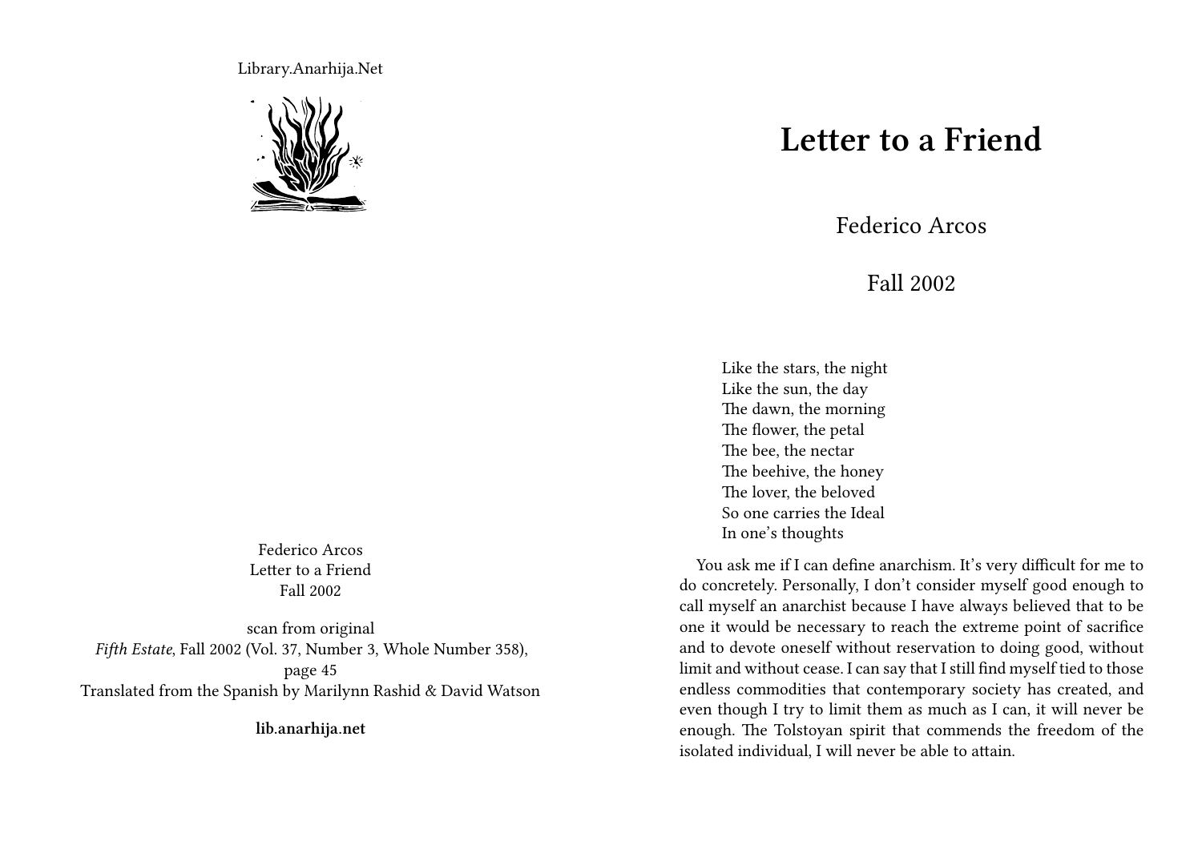Library.Anarhija.Net

Federico Arcos
Letter to a Friend
Fall 2002

scan from original
*Fifth Estate*, Fall 2002 (Vol. 37, Number 3, Whole Number 358), page 45
Translated from the Spanish by Marilynn Rashid & David Watson

**lib.anarhija.net**

# Letter to a Friend

Federico Arcos

Fall 2002

> Like the stars, the night
> Like the sun, the day
> The dawn, the morning
> The flower, the petal
> The bee, the nectar
> The beehive, the honey
> The lover, the beloved
> So one carries the Ideal
> In one's thoughts

You ask me if I can define anarchism. It's very difficult for me to do concretely. Personally, I don't consider myself good enough to call myself an anarchist because I have always believed that to be one it would be necessary to reach the extreme point of sacrifice and to devote oneself without reservation to doing good, without limit and without cease. I can say that I still find myself tied to those endless commodities that contemporary society has created, and even though I try to limit them as much as I can, it will never be enough. The Tolstoyan spirit that commends the freedom of the isolated individual, I will never be able to attain.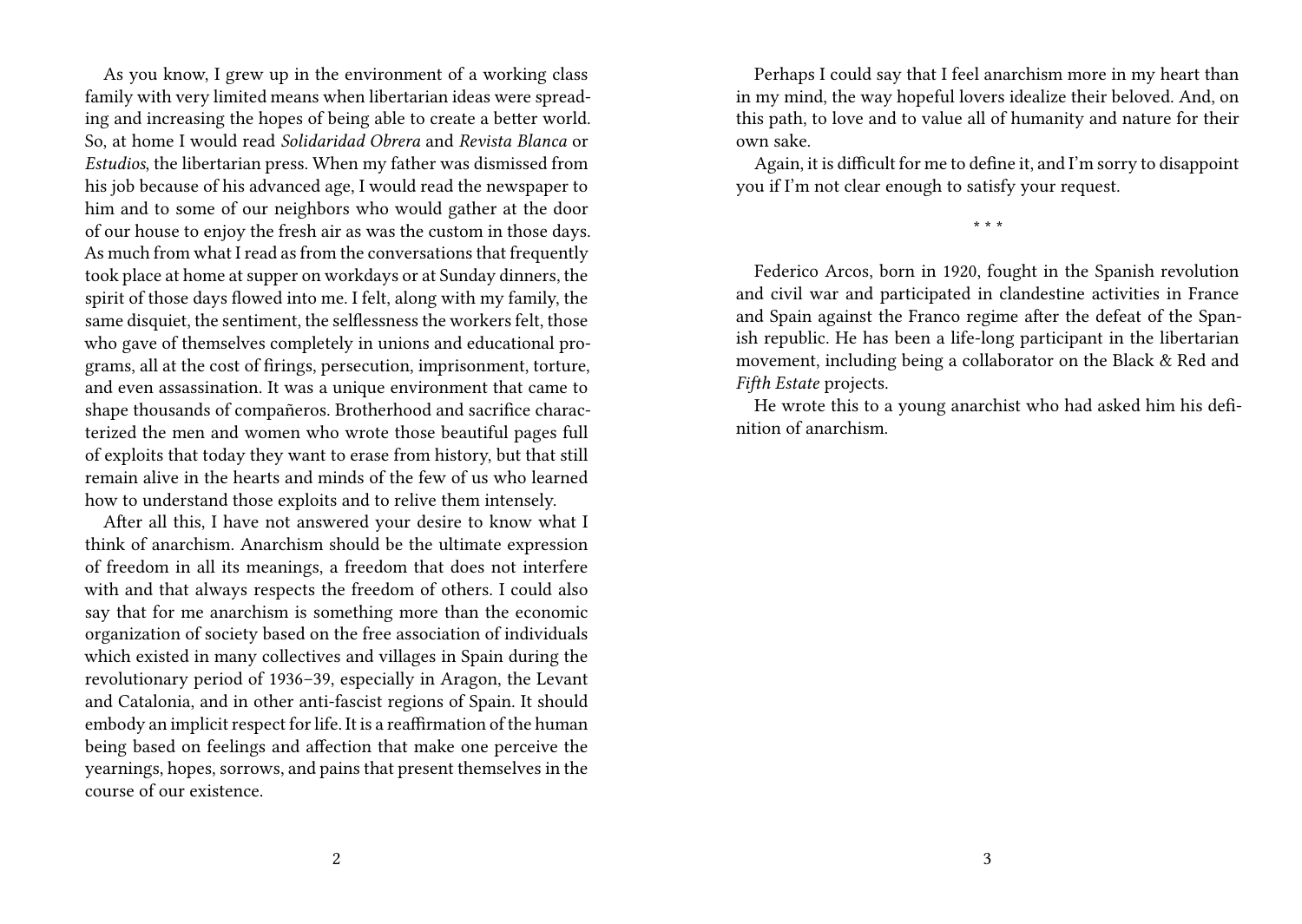As you know, I grew up in the environment of a working class family with very limited means when libertarian ideas were spreading and increasing the hopes of being able to create a better world. So, at home I would read *Solidaridad Obrera* and *Revista Blanca* or *Estudios*, the libertarian press. When my father was dismissed from his job because of his advanced age, I would read the newspaper to him and to some of our neighbors who would gather at the door of our house to enjoy the fresh air as was the custom in those days. As much from what I read as from the conversations that frequently took place at home at supper on workdays or at Sunday dinners, the spirit of those days flowed into me. I felt, along with my family, the same disquiet, the sentiment, the selflessness the workers felt, those who gave of themselves completely in unions and educational programs, all at the cost of firings, persecution, imprisonment, torture, and even assassination. It was a unique environment that came to shape thousands of compañeros. Brotherhood and sacrifice characterized the men and women who wrote those beautiful pages full of exploits that today they want to erase from history, but that still remain alive in the hearts and minds of the few of us who learned how to understand those exploits and to relive them intensely.

After all this, I have not answered your desire to know what I think of anarchism. Anarchism should be the ultimate expression of freedom in all its meanings, a freedom that does not interfere with and that always respects the freedom of others. I could also say that for me anarchism is something more than the economic organization of society based on the free association of individuals which existed in many collectives and villages in Spain during the revolutionary period of 1936–39, especially in Aragon, the Levant and Catalonia, and in other anti-fascist regions of Spain. It should embody an implicit respect for life. It is a reaffirmation of the human being based on feelings and affection that make one perceive the yearnings, hopes, sorrows, and pains that present themselves in the course of our existence.

Perhaps I could say that I feel anarchism more in my heart than in my mind, the way hopeful lovers idealize their beloved. And, on this path, to love and to value all of humanity and nature for their own sake.

Again, it is difficult for me to define it, and I'm sorry to disappoint you if I'm not clear enough to satisfy your request.

\* \* \*

Federico Arcos, born in 1920, fought in the Spanish revolution and civil war and participated in clandestine activities in France and Spain against the Franco regime after the defeat of the Spanish republic. He has been a life-long participant in the libertarian movement, including being a collaborator on the Black & Red and *Fifth Estate* projects.

He wrote this to a young anarchist who had asked him his definition of anarchism.